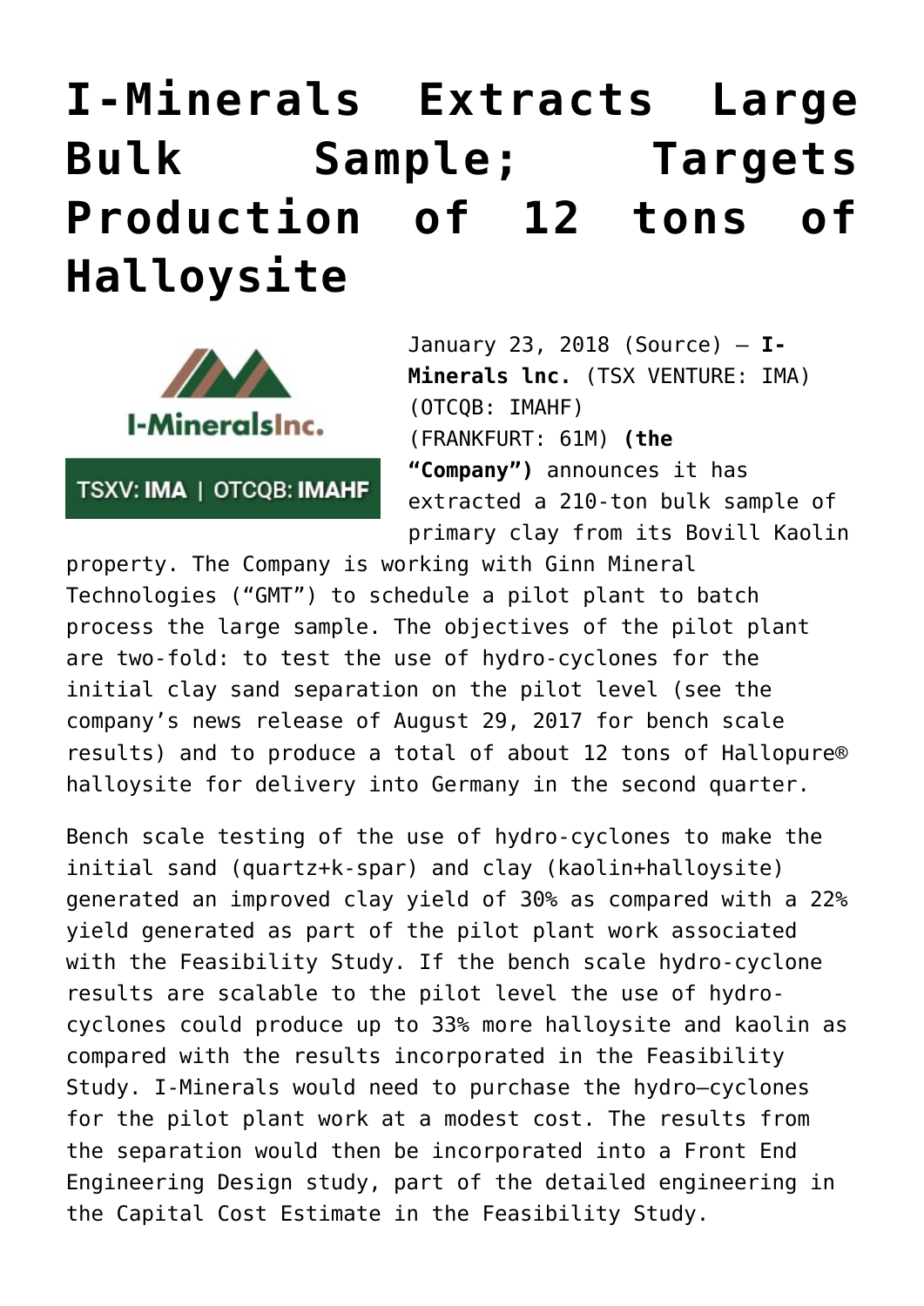# I-Minerals Extracts Large Bulk Sample; Targets Production of 12 tons of Halloysite

January 23, 2018 (Source) — **I-Minerals lnc.** (TSX VENTURE: IMA) (OTCQB: IMAHF) (FRANKFURT: 61M) **(the "Company")** announces it has extracted a 210-ton bulk sample of primary clay from its Bovill Kaolin property. The Company is working with Ginn Mineral Technologies ("GMT") to schedule a pilot plant to batch process the large sample. The objectives of the pilot plant are two-fold: to test the use of hydro-cyclones for the initial clay sand separation on the pilot level (see the company's news release of August 29, 2017 for bench scale results) and to produce a total of about 12 tons of Hallopure® halloysite for delivery into Germany in the second quarter.

Bench scale testing of the use of hydro-cyclones to make the initial sand (quartz+k-spar) and clay (kaolin+halloysite) generated an improved clay yield of 30% as compared with a 22% yield generated as part of the pilot plant work associated with the Feasibility Study. If the bench scale hydro-cyclone results are scalable to the pilot level the use of hydro-cyclones could produce up to 33% more halloysite and kaolin as compared with the results incorporated in the Feasibility Study. I-Minerals would need to purchase the hydro–cyclones for the pilot plant work at a modest cost. The results from the separation would then be incorporated into a Front End Engineering Design study, part of the detailed engineering in the Capital Cost Estimate in the Feasibility Study.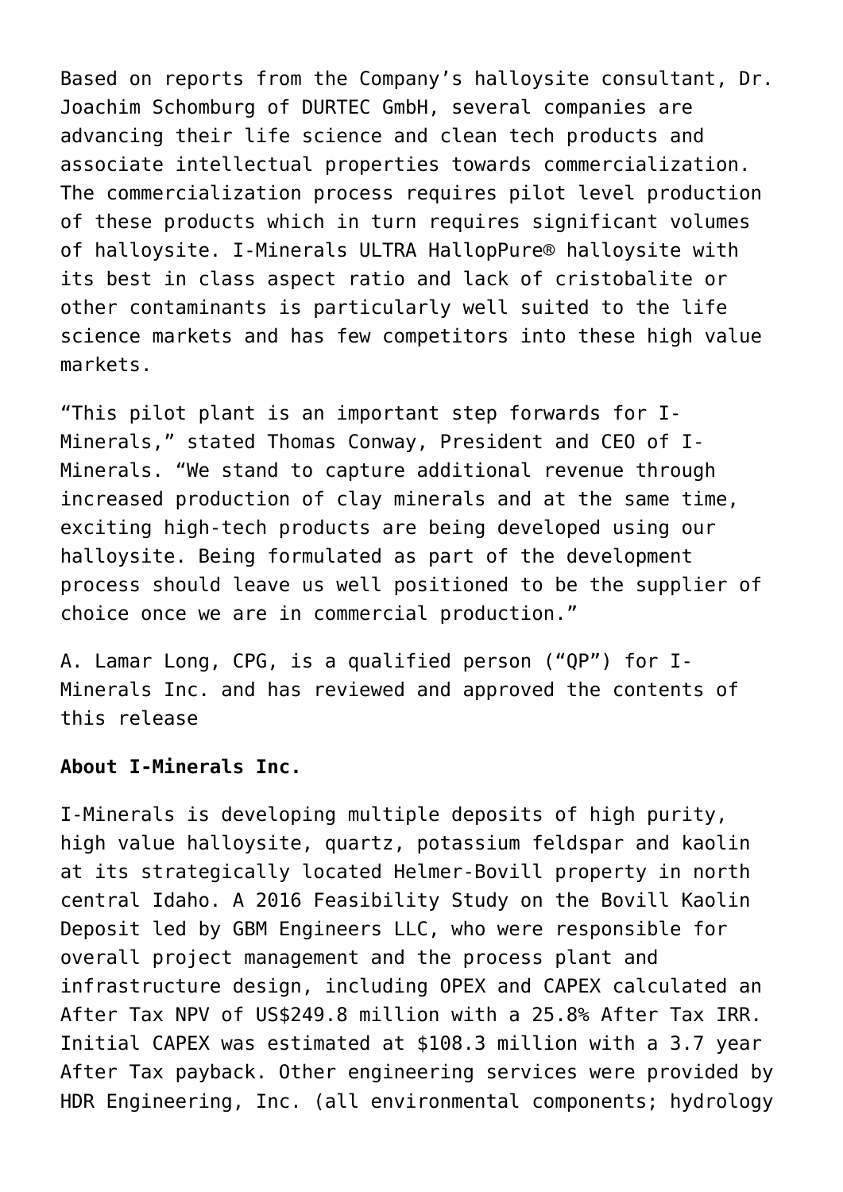Based on reports from the Company's halloysite consultant, Dr. Joachim Schomburg of DURTEC GmbH, several companies are advancing their life science and clean tech products and associate intellectual properties towards commercialization. The commercialization process requires pilot level production of these products which in turn requires significant volumes of halloysite. I-Minerals ULTRA HallopPure® halloysite with its best in class aspect ratio and lack of cristobalite or other contaminants is particularly well suited to the life science markets and has few competitors into these high value markets.

"This pilot plant is an important step forwards for I-Minerals," stated Thomas Conway, President and CEO of I-Minerals. "We stand to capture additional revenue through increased production of clay minerals and at the same time, exciting high-tech products are being developed using our halloysite. Being formulated as part of the development process should leave us well positioned to be the supplier of choice once we are in commercial production."

A. Lamar Long, CPG, is a qualified person ("QP") for I-Minerals Inc. and has reviewed and approved the contents of this release

**About I-Minerals Inc.**

I-Minerals is developing multiple deposits of high purity, high value halloysite, quartz, potassium feldspar and kaolin at its strategically located Helmer-Bovill property in north central Idaho. A 2016 Feasibility Study on the Bovill Kaolin Deposit led by GBM Engineers LLC, who were responsible for overall project management and the process plant and infrastructure design, including OPEX and CAPEX calculated an After Tax NPV of US$249.8 million with a 25.8% After Tax IRR. Initial CAPEX was estimated at $108.3 million with a 3.7 year After Tax payback. Other engineering services were provided by HDR Engineering, Inc. (all environmental components; hydrology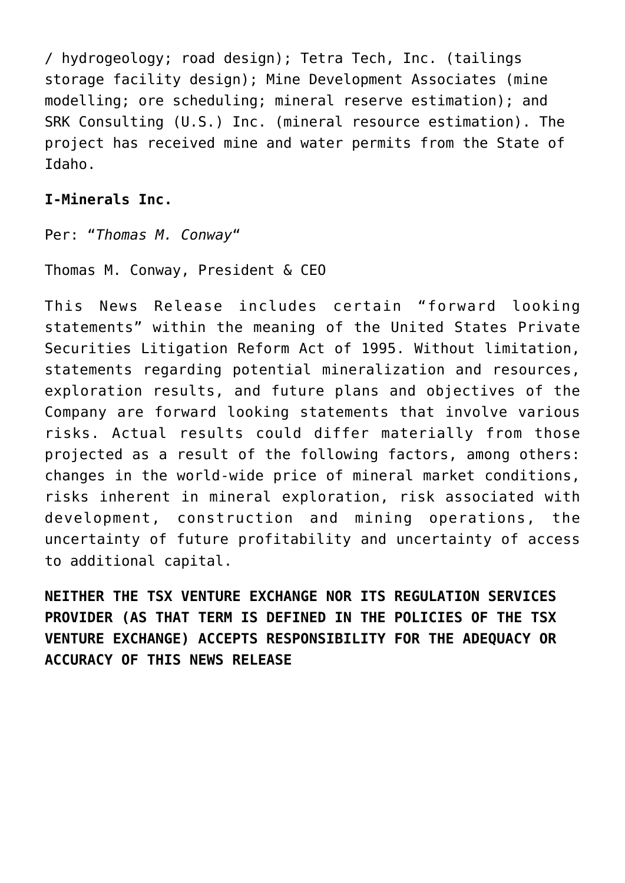/ hydrogeology; road design); Tetra Tech, Inc. (tailings storage facility design); Mine Development Associates (mine modelling; ore scheduling; mineral reserve estimation); and SRK Consulting (U.S.) Inc. (mineral resource estimation). The project has received mine and water permits from the State of Idaho.

**I-Minerals Inc.**

Per: "*Thomas M. Conway*"

Thomas M. Conway, President & CEO

This News Release includes certain "forward looking statements" within the meaning of the United States Private Securities Litigation Reform Act of 1995. Without limitation, statements regarding potential mineralization and resources, exploration results, and future plans and objectives of the Company are forward looking statements that involve various risks. Actual results could differ materially from those projected as a result of the following factors, among others: changes in the world-wide price of mineral market conditions, risks inherent in mineral exploration, risk associated with development, construction and mining operations, the uncertainty of future profitability and uncertainty of access to additional capital.

**NEITHER THE TSX VENTURE EXCHANGE NOR ITS REGULATION SERVICES PROVIDER (AS THAT TERM IS DEFINED IN THE POLICIES OF THE TSX VENTURE EXCHANGE) ACCEPTS RESPONSIBILITY FOR THE ADEQUACY OR ACCURACY OF THIS NEWS RELEASE**